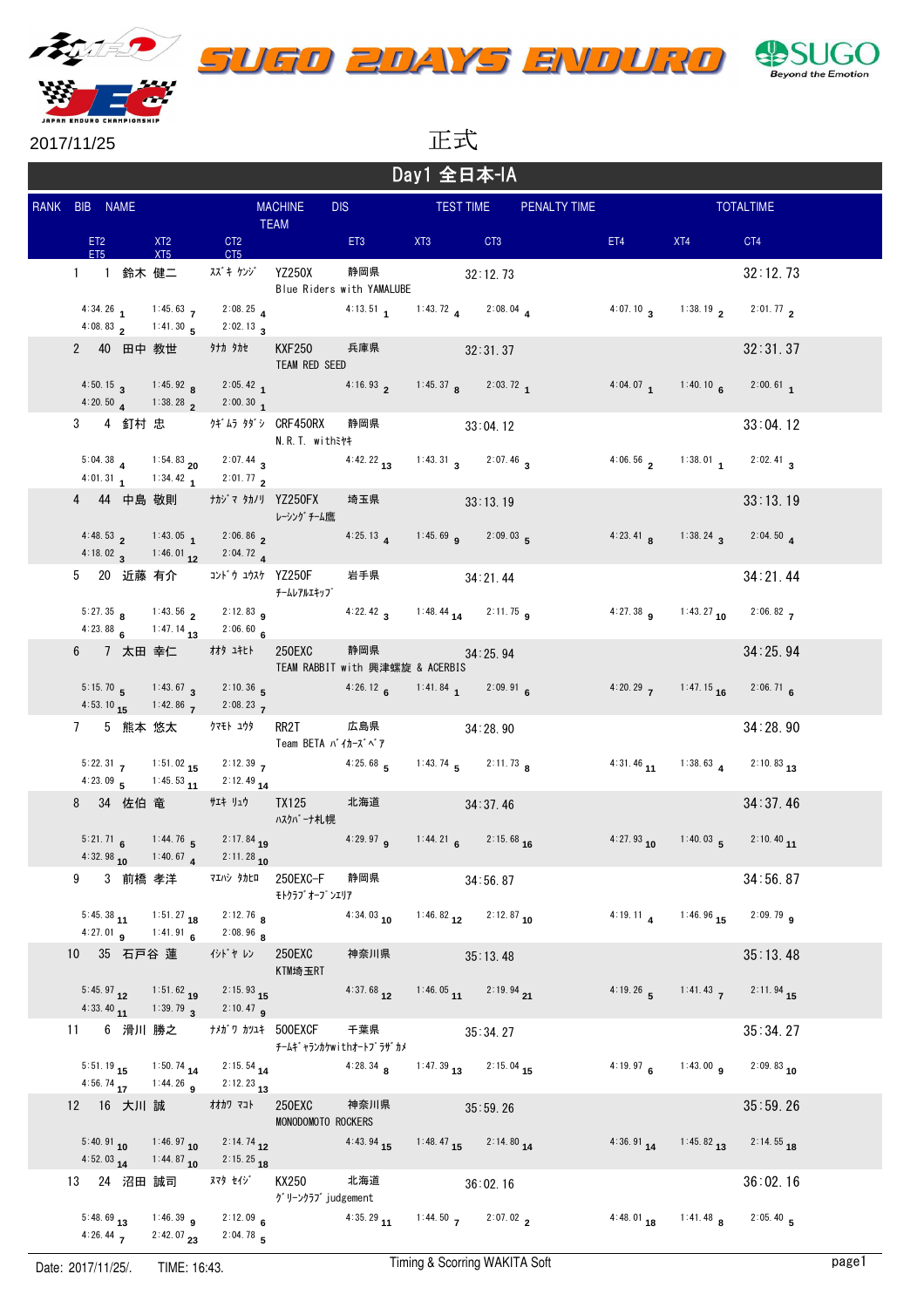# SUGO 2DAYS ENDURO

2017/11/25

正式

## Day1 全日本-IA

| RANK | BIB | NAME | | MACHINE / TEAM | DIS | TEST TIME | PENALTY TIME | TOTALTIME |
|---|---|---|---|---|---|---|---|---|
| ET2 / ET5 | XT2 / XT5 | CT2 / CT5 | | ET3 | XT3 | CT3 | ET4 | XT4 | CT4 |

| RANK | BIB | NAME | カナ | MACHINE | DIS | TEAM | TEST TIME | PENALTY TIME | TOTALTIME |
|---|---|---|---|---|---|---|---|---|---|
| 1 | 1 | 鈴木 健二 | ｽｽﾞｷ ｹﾝｼﾞ | YZ250X | 静岡県 | Blue Riders with YAMALUBE | 32:12.73 | | 32:12.73 |
| 2 | 40 | 田中 教世 | ﾀﾅｶ ﾀｶｾ | KXF250 | 兵庫県 | TEAM RED SEED | 32:31.37 | | 32:31.37 |
| 3 | 4 | 釘村 忠 | ｸｷﾞﾑﾗ ﾀﾀﾞｼ | CRF450RX | 静岡県 | N.R.T. withﾐﾔｷ | 33:04.12 | | 33:04.12 |
| 4 | 44 | 中島 敬則 | ﾅｶｼﾞﾏ ﾀｶﾉﾘ | YZ250FX | 埼玉県 | ﾚｰｼﾝｸﾞﾁｰﾑ鷹 | 33:13.19 | | 33:13.19 |
| 5 | 20 | 近藤 有介 | ｺﾝﾄﾞｳ ﾕｳｽｹ | YZ250F | 岩手県 | ﾁｰﾑﾚｱﾙｴｷｯﾌﾟ | 34:21.44 | | 34:21.44 |
| 6 | 7 | 太田 幸仁 | ｵｵﾀ ﾕｷﾋﾄ | 250EXC | 静岡県 | TEAM RABBIT with 興津螺旋 & ACERBIS | 34:25.94 | | 34:25.94 |
| 7 | 5 | 熊本 悠太 | ｸﾏﾓﾄ ﾕｳﾀ | RR2T | 広島県 | Team BETA ﾊﾞｲｸｰｽﾞﾍﾞｱ | 34:28.90 | | 34:28.90 |
| 8 | 34 | 佐伯 竜 | ｻｴｷ ﾘｭｳ | TX125 | 北海道 | ﾊｽｸﾊﾞｰﾅ札幌 | 34:37.46 | | 34:37.46 |
| 9 | 3 | 前橋 孝洋 | ﾏｴﾊｼ ﾀｶﾋﾛ | 250EXC-F | 静岡県 | ﾓﾄｸﾗﾌﾞｵｰﾌﾞｿﾞﾘｱ | 34:56.87 | | 34:56.87 |
| 10 | 35 | 石戸谷 蓮 | ｲｼﾄﾞﾔ ﾚﾝ | 250EXC | 神奈川県 | KTM埼玉RT | 35:13.48 | | 35:13.48 |
| 11 | 6 | 滑川 勝之 | ﾅﾒｶﾞﾜ ｶﾂﾕｷ | 500EXCF | 千葉県 | ﾁｰﾑｷﾞｬﾗﾝｶｸwithｵｰﾄﾌﾞﾗｻﾞｶﾒ | 35:34.27 | | 35:34.27 |
| 12 | 16 | 大川 誠 | ｵｵｶﾜ ﾏｺﾄ | 250EXC | 神奈川県 | MONODOMOTO ROCKERS | 35:59.26 | | 35:59.26 |
| 13 | 24 | 沼田 誠司 | ﾇﾏﾀ ｾｲｼﾞ | KX250 | 北海道 | ｸﾞﾘｰﾝｸﾗﾌﾞ judgement | 36:02.16 | | 36:02.16 |

### Test section times (time, position)

| RANK | BIB | ET2 | XT2 | CT2 | ET3 | XT3 | CT3 | ET4 | XT4 | CT4 | ET5 | XT5 | CT5 |
|---|---|---|---|---|---|---|---|---|---|---|---|---|---|
| 1 | 1 | 4:34.26 (1) | 1:45.63 (7) | 2:08.25 (4) | 4:13.51 (1) | 1:43.72 (4) | 2:08.04 (4) | 4:07.10 (3) | 1:38.19 (2) | 2:01.77 (2) | 4:08.83 (2) | 1:41.30 (5) | 2:02.13 (3) |
| 2 | 40 | 4:50.15 (3) | 1:45.92 (8) | 2:05.42 (1) | 4:16.93 (2) | 1:45.37 (8) | 2:03.72 (1) | 4:04.07 (1) | 1:40.10 (6) | 2:00.61 (1) | 4:20.50 (4) | 1:38.28 (2) | 2:00.30 (1) |
| 3 | 4 | 5:04.38 (4) | 1:54.83 (20) | 2:07.44 (3) | 4:42.22 (13) | 1:43.31 (3) | 2:07.46 (3) | 4:06.56 (2) | 1:38.01 (1) | 2:02.41 (3) | 4:01.31 (1) | 1:34.42 (1) | 2:01.77 (2) |
| 4 | 44 | 4:48.53 (2) | 1:43.05 (1) | 2:06.86 (2) | 4:25.13 (4) | 1:45.69 (9) | 2:09.03 (5) | 4:23.41 (8) | 1:38.24 (3) | 2:04.50 (4) | 4:18.02 (3) | 1:46.01 (12) | 2:04.72 (4) |
| 5 | 20 | 5:27.35 (8) | 1:43.56 (2) | 2:12.83 (9) | 4:22.42 (3) | 1:48.44 (14) | 2:11.75 (9) | 4:27.38 (9) | 1:43.27 (10) | 2:06.82 (7) | 4:23.88 (6) | 1:47.14 (13) | 2:06.60 (6) |
| 6 | 7 | 5:15.70 (5) | 1:43.67 (3) | 2:10.36 (5) | 4:26.12 (6) | 1:41.84 (1) | 2:09.91 (6) | 4:20.29 (7) | 1:47.15 (16) | 2:06.71 (6) | 4:53.10 (15) | 1:42.86 (7) | 2:08.23 (7) |
| 7 | 5 | 5:22.31 (7) | 1:51.02 (15) | 2:12.39 (7) | 4:25.68 (5) | 1:43.74 (5) | 2:11.73 (8) | 4:31.46 (11) | 1:38.63 (4) | 2:10.83 (13) | 4:23.09 (5) | 1:45.53 (11) | 2:12.49 (14) |
| 8 | 34 | 5:21.71 (6) | 1:44.76 (5) | 2:17.84 (19) | 4:29.97 (9) | 1:44.21 (6) | 2:15.68 (16) | 4:27.93 (10) | 1:40.03 (5) | 2:10.40 (11) | 4:32.98 (10) | 1:40.67 (4) | 2:11.28 (10) |
| 9 | 3 | 5:45.38 (11) | 1:51.27 (18) | 2:12.76 (8) | 4:34.03 (10) | 1:46.82 (12) | 2:12.87 (10) | 4:19.11 (4) | 1:46.96 (15) | 2:09.79 (9) | 4:27.01 (9) | 1:41.91 (6) | 2:08.96 (8) |
| 10 | 35 | 5:45.97 (12) | 1:51.62 (19) | 2:15.93 (15) | 4:37.68 (12) | 1:46.05 (11) | 2:19.94 (21) | 4:19.26 (5) | 1:41.43 (7) | 2:11.94 (15) | 4:33.40 (11) | 1:39.79 (3) | 2:10.47 (9) |
| 11 | 6 | 5:51.19 (15) | 1:50.74 (14) | 2:15.54 (14) | 4:28.34 (8) | 1:47.39 (13) | 2:15.04 (15) | 4:19.97 (6) | 1:43.00 (9) | 2:09.83 (10) | 4:56.74 (17) | 1:44.26 (9) | 2:12.23 (13) |
| 12 | 16 | 5:40.91 (10) | 1:46.97 (10) | 2:14.74 (12) | 4:43.94 (15) | 1:48.47 (15) | 2:14.80 (14) | 4:36.91 (14) | 1:45.82 (13) | 2:14.55 (18) | 4:52.03 (14) | 1:44.87 (10) | 2:15.25 (18) |
| 13 | 24 | 5:48.69 (13) | 1:46.39 (9) | 2:12.09 (6) | 4:35.29 (11) | 1:44.50 (7) | 2:07.02 (2) | 4:48.01 (18) | 1:41.48 (8) | 2:05.40 (5) | 4:26.44 (7) | 2:42.07 (23) | 2:04.78 (5) |

Date: 2017/11/25/. TIME: 16:43. Timing & Scorring WAKITA Soft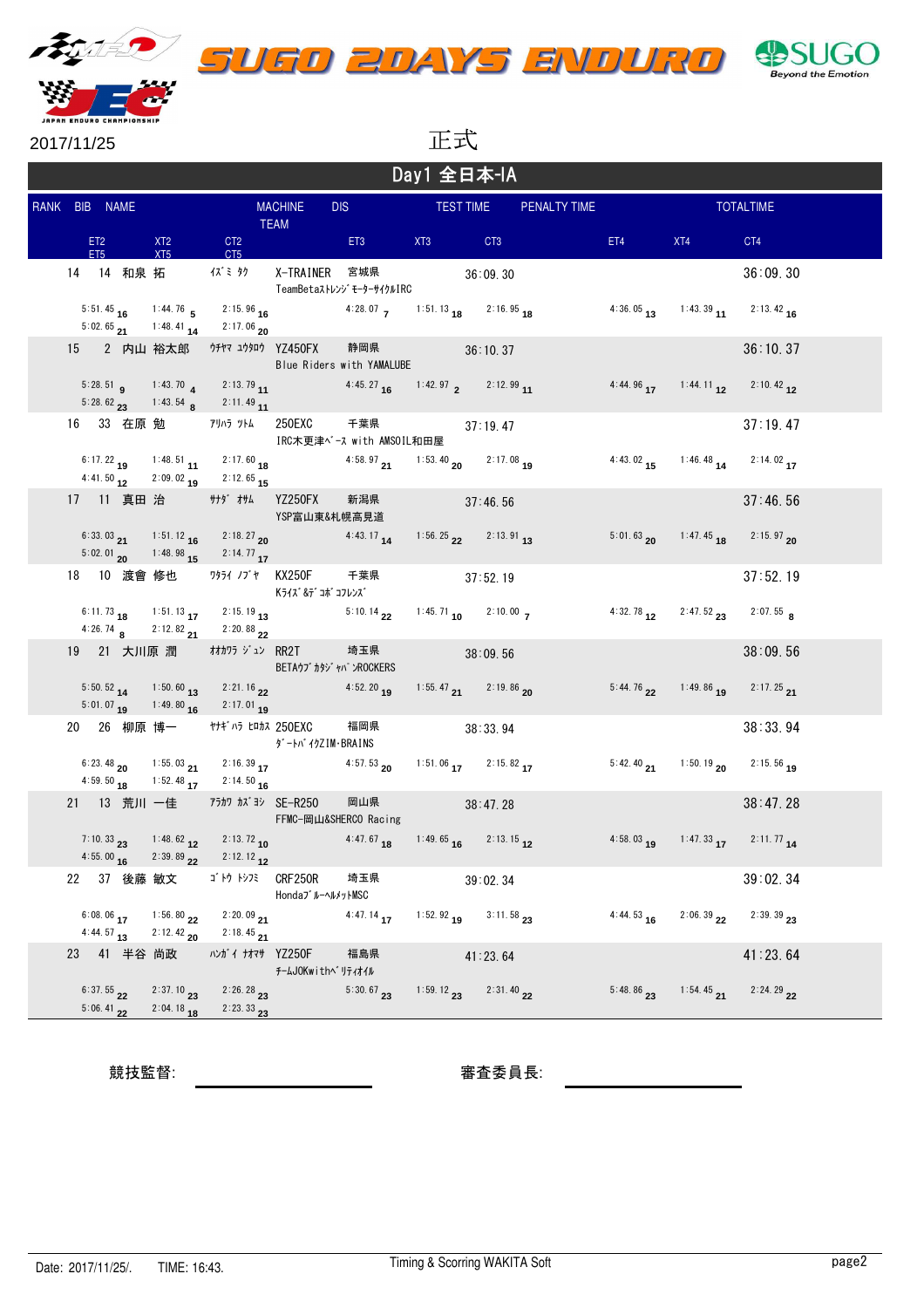# SUGO 2DAYS ENDURO

2017/11/25

正式

## Day1 全日本-IA

| RANK | BIB | NAME | | MACHINE / TEAM | DIS | TEST TIME | PENALTY TIME | TOTALTIME |
|---|---|---|---|---|---|---|---|---|
| 14 | 14 | 和泉 拓 | ｲｽﾞﾐ ﾀｸ | X-TRAINER / TeamBetaﾄﾚﾝｼﾞﾓｰﾀｰｻｲｸﾙIRC | 宮城県 | 36:09.30 | | 36:09.30 |
| 15 | 2 | 内山 裕太郎 | ｳﾁﾔﾏ ﾕｳﾀﾛｳ | YZ450FX / Blue Riders with YAMALUBE | 静岡県 | 36:10.37 | | 36:10.37 |
| 16 | 33 | 在原 勉 | ｱﾘﾊﾗ ﾂﾄﾑ | 250EXC / IRC木更津ﾍﾞｰｽ with AMSOIL和田屋 | 千葉県 | 37:19.47 | | 37:19.47 |
| 17 | 11 | 真田 治 | ｻﾅﾀﾞ ｵｻﾑ | YZ250FX / YSP富山東&札幌高見道 | 新潟県 | 37:46.56 | | 37:46.56 |
| 18 | 10 | 渡會 修也 | ﾜﾀﾗｲ ﾉﾌﾞﾔ | KX250F / Kﾗｲｽﾞ&ﾃﾞｺﾎﾞｺﾌﾚﾝｽﾞ | 千葉県 | 37:52.19 | | 37:52.19 |
| 19 | 21 | 大川原 潤 | ｵｵｶﾜﾗ ｼﾞｭﾝ | RR2T / BETAｳﾌﾞｶﾀｼﾞｬﾊﾟﾝROCKERS | 埼玉県 | 38:09.56 | | 38:09.56 |
| 20 | 26 | 柳原 博一 | ﾔﾅｷﾞﾊﾗ ﾋﾛｶｽ | 250EXC / ﾀﾞｰﾄﾊﾟｲｸZIM･BRAINS | 福岡県 | 38:33.94 | | 38:33.94 |
| 21 | 13 | 荒川 一佳 | ｱﾗｶﾜ ｶｽﾞﾖｼ | SE-R250 / FFMC-岡山&SHERCO Racing | 岡山県 | 38:47.28 | | 38:47.28 |
| 22 | 37 | 後藤 敏文 | ｺﾞﾄｳ ﾄｼﾌﾐ | CRF250R / HondaﾌﾞﾙｰﾍﾙﾒｯﾄMSC | 埼玉県 | 39:02.34 | | 39:02.34 |
| 23 | 41 | 半谷 尚政 | ﾊﾝｶﾞｲ ﾅｵﾏｻ | YZ250F / ﾁｰﾑJOKwithﾍﾞﾘﾃｨｵｲﾙ | 福島県 | 41:23.64 | | 41:23.64 |

### Special test times (time with position)

| RANK | BIB | ET2 | XT2 | CT2 | ET3 | XT3 | CT3 | ET4 | XT4 | CT4 | ET5 | XT5 | CT5 |
|---|---|---|---|---|---|---|---|---|---|---|---|---|---|
| 14 | 14 | 5:51.45 (16) | 1:44.76 (5) | 2:15.96 (16) | 4:28.07 (7) | 1:51.13 (18) | 2:16.95 (18) | 4:36.05 (13) | 1:43.39 (11) | 2:13.42 (16) | 5:02.65 (21) | 1:48.41 (14) | 2:17.06 (20) |
| 15 | 2 | 5:28.51 (9) | 1:43.70 (4) | 2:13.79 (11) | 4:45.27 (16) | 1:42.97 (2) | 2:12.99 (11) | 4:44.96 (17) | 1:44.11 (12) | 2:10.42 (12) | 5:28.62 (23) | 1:43.54 (8) | 2:11.49 (11) |
| 16 | 33 | 6:17.22 (19) | 1:48.51 (11) | 2:17.60 (18) | 4:58.97 (21) | 1:53.40 (20) | 2:17.08 (19) | 4:43.02 (15) | 1:46.48 (14) | 2:14.02 (17) | 4:41.50 (12) | 2:09.02 (19) | 2:12.65 (15) |
| 17 | 11 | 6:33.03 (21) | 1:51.12 (16) | 2:18.27 (20) | 4:43.17 (14) | 1:56.25 (22) | 2:13.91 (13) | 5:01.63 (20) | 1:47.45 (18) | 2:15.97 (20) | 5:02.01 (20) | 1:48.98 (15) | 2:14.77 (17) |
| 18 | 10 | 6:11.73 (18) | 1:51.13 (17) | 2:15.19 (13) | 5:10.14 (22) | 1:45.71 (10) | 2:10.00 (7) | 4:32.78 (12) | 2:47.52 (23) | 2:07.55 (8) | 4:26.74 (8) | 2:12.82 (21) | 2:20.88 (22) |
| 19 | 21 | 5:50.52 (14) | 1:50.60 (13) | 2:21.16 (22) | 4:52.20 (19) | 1:55.47 (21) | 2:19.86 (20) | 5:44.76 (22) | 1:49.86 (19) | 2:17.25 (21) | 5:01.07 (19) | 1:49.80 (16) | 2:17.01 (19) |
| 20 | 26 | 6:23.48 (20) | 1:55.03 (21) | 2:16.39 (17) | 4:57.53 (20) | 1:51.06 (17) | 2:15.82 (17) | 5:42.40 (21) | 1:50.19 (20) | 2:15.56 (19) | 4:59.50 (18) | 1:52.48 (17) | 2:14.50 (16) |
| 21 | 13 | 7:10.33 (23) | 1:48.62 (12) | 2:13.72 (10) | 4:47.67 (18) | 1:49.65 (16) | 2:13.15 (12) | 4:58.03 (19) | 1:47.33 (17) | 2:11.77 (14) | 4:55.00 (16) | 2:39.89 (22) | 2:12.12 (12) |
| 22 | 37 | 6:08.06 (17) | 1:56.80 (22) | 2:20.09 (21) | 4:47.14 (17) | 1:52.92 (19) | 3:11.58 (23) | 4:44.53 (16) | 2:06.39 (22) | 2:39.39 (23) | 4:44.57 (13) | 2:12.42 (20) | 2:18.45 (21) |
| 23 | 41 | 6:37.55 (22) | 2:37.10 (23) | 2:26.28 (23) | 5:30.67 (23) | 1:59.12 (23) | 2:31.40 (22) | 5:48.86 (23) | 1:54.45 (21) | 2:24.29 (22) | 5:06.41 (22) | 2:04.18 (18) | 2:23.33 (23) |

競技監督: ____________　　　審査委員長: ____________

Date: 2017/11/25/.　TIME: 16:43.　Timing & Scorring WAKITA Soft